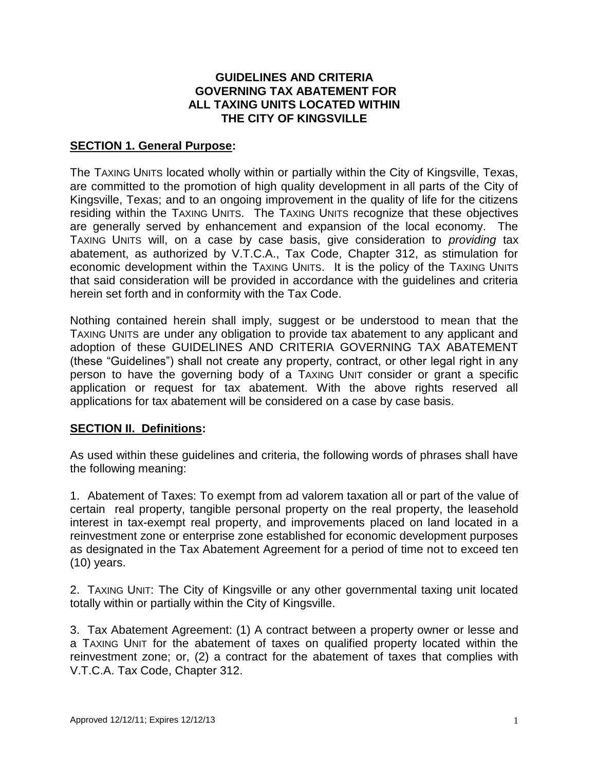# GUIDELINES AND CRITERIA GOVERNING TAX ABATEMENT FOR ALL TAXING UNITS LOCATED WITHIN THE CITY OF KINGSVILLE

## SECTION 1. General Purpose:

The TAXING UNITS located wholly within or partially within the City of Kingsville, Texas, are committed to the promotion of high quality development in all parts of the City of Kingsville, Texas; and to an ongoing improvement in the quality of life for the citizens residing within the TAXING UNITS. The TAXING UNITS recognize that these objectives are generally served by enhancement and expansion of the local economy. The TAXING UNITS will, on a case by case basis, give consideration to *providing* tax abatement, as authorized by V.T.C.A., Tax Code, Chapter 312, as stimulation for economic development within the TAXING UNITS. It is the policy of the TAXING UNITS that said consideration will be provided in accordance with the guidelines and criteria herein set forth and in conformity with the Tax Code.

Nothing contained herein shall imply, suggest or be understood to mean that the TAXING UNITS are under any obligation to provide tax abatement to any applicant and adoption of these GUIDELINES AND CRITERIA GOVERNING TAX ABATEMENT (these "Guidelines") shall not create any property, contract, or other legal right in any person to have the governing body of a TAXING UNIT consider or grant a specific application or request for tax abatement. With the above rights reserved all applications for tax abatement will be considered on a case by case basis.

## SECTION II. Definitions:

As used within these guidelines and criteria, the following words of phrases shall have the following meaning:

1. Abatement of Taxes: To exempt from ad valorem taxation all or part of the value of certain real property, tangible personal property on the real property, the leasehold interest in tax-exempt real property, and improvements placed on land located in a reinvestment zone or enterprise zone established for economic development purposes as designated in the Tax Abatement Agreement for a period of time not to exceed ten (10) years.

2. TAXING UNIT: The City of Kingsville or any other governmental taxing unit located totally within or partially within the City of Kingsville.

3. Tax Abatement Agreement: (1) A contract between a property owner or lesse and a TAXING UNIT for the abatement of taxes on qualified property located within the reinvestment zone; or, (2) a contract for the abatement of taxes that complies with V.T.C.A. Tax Code, Chapter 312.

Approved 12/12/11; Expires 12/12/13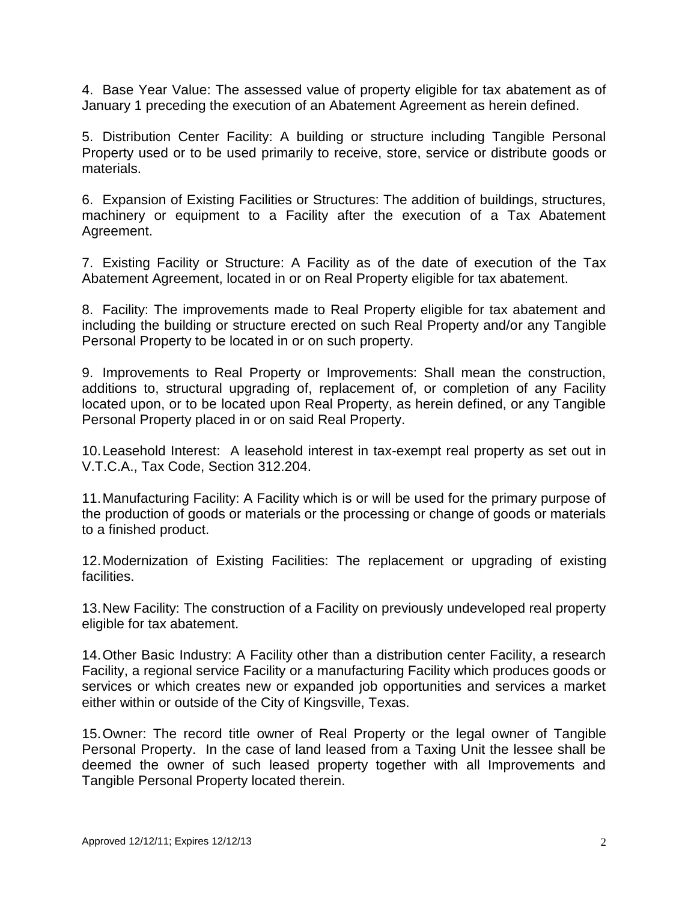4. Base Year Value: The assessed value of property eligible for tax abatement as of January 1 preceding the execution of an Abatement Agreement as herein defined.

5. Distribution Center Facility: A building or structure including Tangible Personal Property used or to be used primarily to receive, store, service or distribute goods or materials.

6. Expansion of Existing Facilities or Structures: The addition of buildings, structures, machinery or equipment to a Facility after the execution of a Tax Abatement Agreement.

7. Existing Facility or Structure: A Facility as of the date of execution of the Tax Abatement Agreement, located in or on Real Property eligible for tax abatement.

8. Facility: The improvements made to Real Property eligible for tax abatement and including the building or structure erected on such Real Property and/or any Tangible Personal Property to be located in or on such property.

9. Improvements to Real Property or Improvements: Shall mean the construction, additions to, structural upgrading of, replacement of, or completion of any Facility located upon, or to be located upon Real Property, as herein defined, or any Tangible Personal Property placed in or on said Real Property.

10. Leasehold Interest: A leasehold interest in tax-exempt real property as set out in V.T.C.A., Tax Code, Section 312.204.

11. Manufacturing Facility: A Facility which is or will be used for the primary purpose of the production of goods or materials or the processing or change of goods or materials to a finished product.

12. Modernization of Existing Facilities: The replacement or upgrading of existing facilities.

13. New Facility: The construction of a Facility on previously undeveloped real property eligible for tax abatement.

14. Other Basic Industry: A Facility other than a distribution center Facility, a research Facility, a regional service Facility or a manufacturing Facility which produces goods or services or which creates new or expanded job opportunities and services a market either within or outside of the City of Kingsville, Texas.

15. Owner: The record title owner of Real Property or the legal owner of Tangible Personal Property. In the case of land leased from a Taxing Unit the lessee shall be deemed the owner of such leased property together with all Improvements and Tangible Personal Property located therein.

Approved 12/12/11; Expires 12/12/13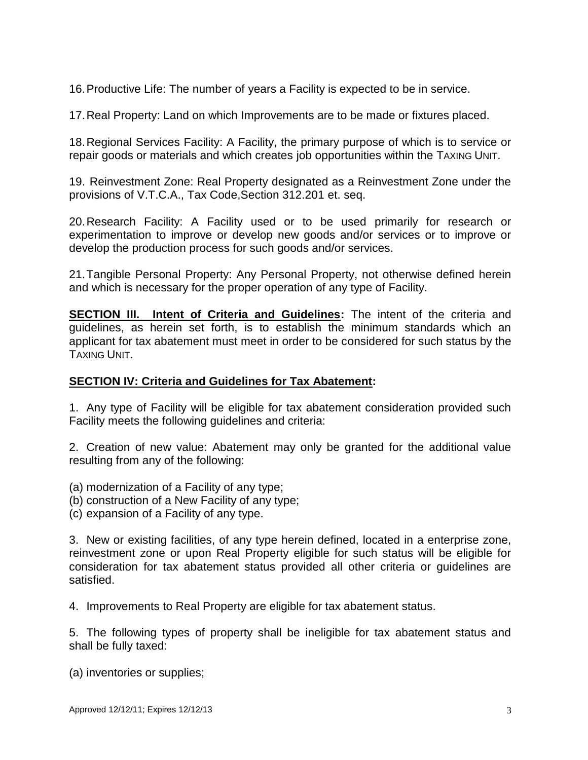16. Productive Life: The number of years a Facility is expected to be in service.

17. Real Property: Land on which Improvements are to be made or fixtures placed.

18. Regional Services Facility: A Facility, the primary purpose of which is to service or repair goods or materials and which creates job opportunities within the TAXING UNIT.

19. Reinvestment Zone: Real Property designated as a Reinvestment Zone under the provisions of V.T.C.A., Tax Code,Section 312.201 et. seq.

20. Research Facility: A Facility used or to be used primarily for research or experimentation to improve or develop new goods and/or services or to improve or develop the production process for such goods and/or services.

21. Tangible Personal Property: Any Personal Property, not otherwise defined herein and which is necessary for the proper operation of any type of Facility.

**SECTION III. Intent of Criteria and Guidelines:** The intent of the criteria and guidelines, as herein set forth, is to establish the minimum standards which an applicant for tax abatement must meet in order to be considered for such status by the TAXING UNIT.

**SECTION IV: Criteria and Guidelines for Tax Abatement:**

1. Any type of Facility will be eligible for tax abatement consideration provided such Facility meets the following guidelines and criteria:

2. Creation of new value: Abatement may only be granted for the additional value resulting from any of the following:

(a) modernization of a Facility of any type;
(b) construction of a New Facility of any type;
(c) expansion of a Facility of any type.

3. New or existing facilities, of any type herein defined, located in a enterprise zone, reinvestment zone or upon Real Property eligible for such status will be eligible for consideration for tax abatement status provided all other criteria or guidelines are satisfied.

4. Improvements to Real Property are eligible for tax abatement status.

5. The following types of property shall be ineligible for tax abatement status and shall be fully taxed:

(a) inventories or supplies;

Approved 12/12/11; Expires 12/12/13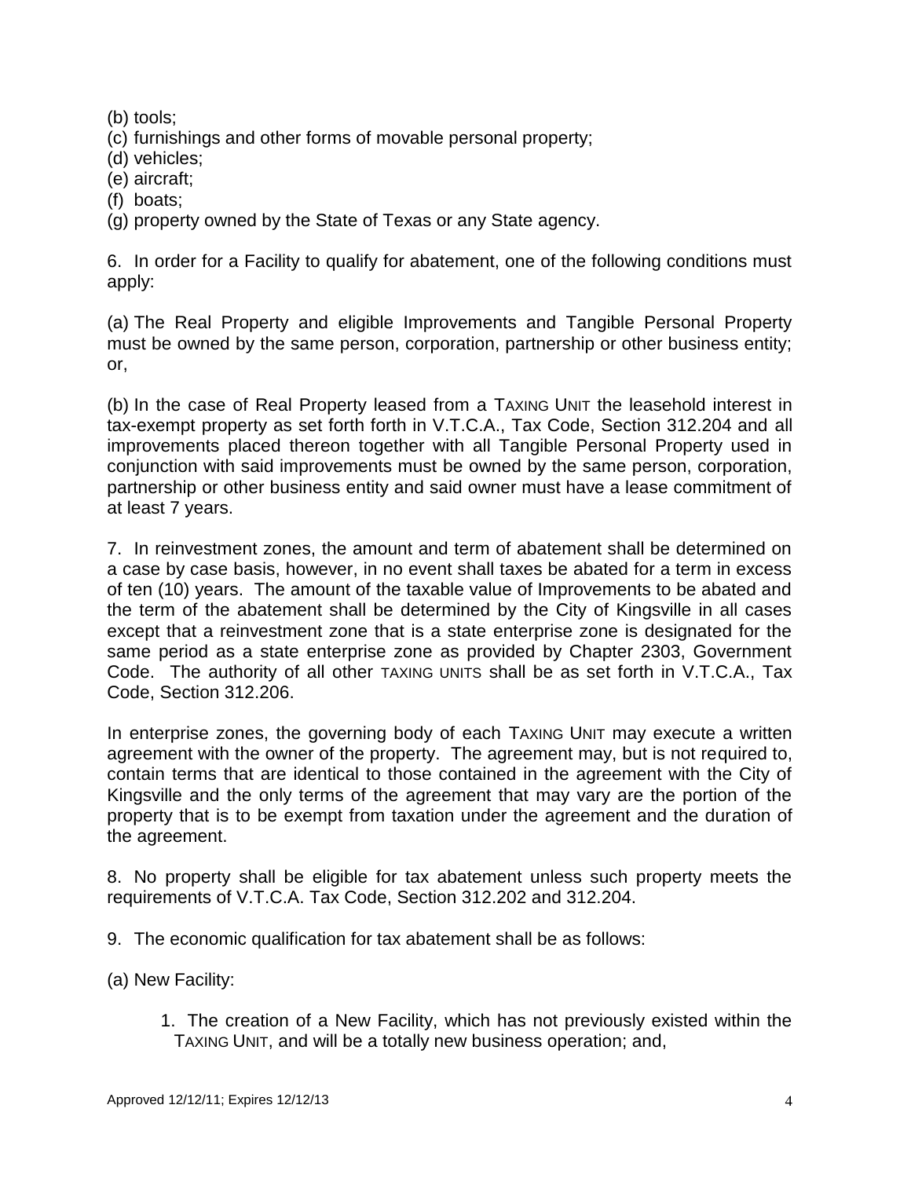(b) tools;
(c) furnishings and other forms of movable personal property;
(d) vehicles;
(e) aircraft;
(f) boats;
(g) property owned by the State of Texas or any State agency.

6. In order for a Facility to qualify for abatement, one of the following conditions must apply:

(a) The Real Property and eligible Improvements and Tangible Personal Property must be owned by the same person, corporation, partnership or other business entity; or,

(b) In the case of Real Property leased from a TAXING UNIT the leasehold interest in tax-exempt property as set forth forth in V.T.C.A., Tax Code, Section 312.204 and all improvements placed thereon together with all Tangible Personal Property used in conjunction with said improvements must be owned by the same person, corporation, partnership or other business entity and said owner must have a lease commitment of at least 7 years.

7. In reinvestment zones, the amount and term of abatement shall be determined on a case by case basis, however, in no event shall taxes be abated for a term in excess of ten (10) years. The amount of the taxable value of Improvements to be abated and the term of the abatement shall be determined by the City of Kingsville in all cases except that a reinvestment zone that is a state enterprise zone is designated for the same period as a state enterprise zone as provided by Chapter 2303, Government Code. The authority of all other TAXING UNITS shall be as set forth in V.T.C.A., Tax Code, Section 312.206.

In enterprise zones, the governing body of each TAXING UNIT may execute a written agreement with the owner of the property. The agreement may, but is not required to, contain terms that are identical to those contained in the agreement with the City of Kingsville and the only terms of the agreement that may vary are the portion of the property that is to be exempt from taxation under the agreement and the duration of the agreement.

8. No property shall be eligible for tax abatement unless such property meets the requirements of V.T.C.A. Tax Code, Section 312.202 and 312.204.

9. The economic qualification for tax abatement shall be as follows:

(a) New Facility:

1. The creation of a New Facility, which has not previously existed within the TAXING UNIT, and will be a totally new business operation; and,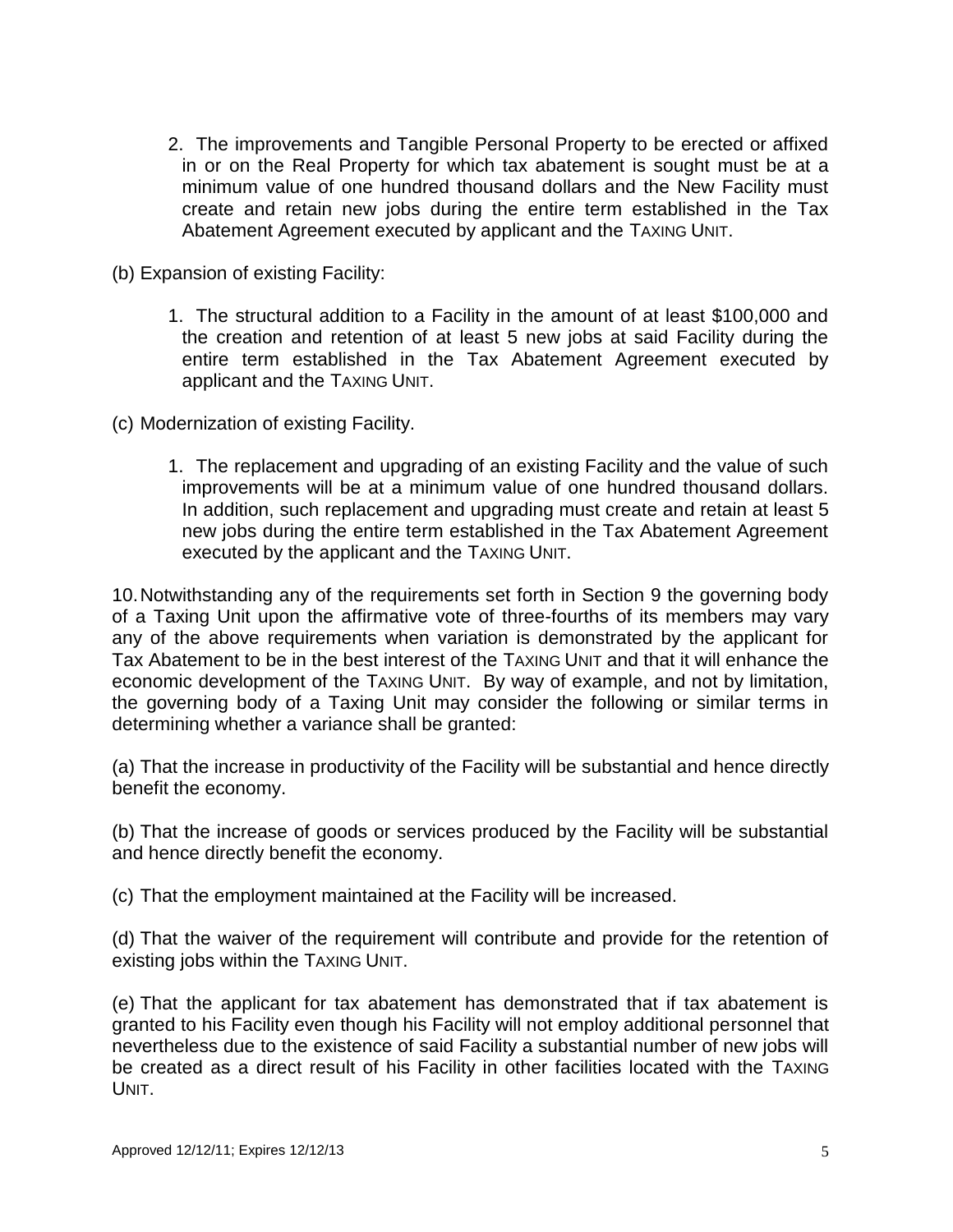2. The improvements and Tangible Personal Property to be erected or affixed in or on the Real Property for which tax abatement is sought must be at a minimum value of one hundred thousand dollars and the New Facility must create and retain new jobs during the entire term established in the Tax Abatement Agreement executed by applicant and the TAXING UNIT.

(b) Expansion of existing Facility:

1. The structural addition to a Facility in the amount of at least $100,000 and the creation and retention of at least 5 new jobs at said Facility during the entire term established in the Tax Abatement Agreement executed by applicant and the TAXING UNIT.

(c) Modernization of existing Facility.

1. The replacement and upgrading of an existing Facility and the value of such improvements will be at a minimum value of one hundred thousand dollars. In addition, such replacement and upgrading must create and retain at least 5 new jobs during the entire term established in the Tax Abatement Agreement executed by the applicant and the TAXING UNIT.

10. Notwithstanding any of the requirements set forth in Section 9 the governing body of a Taxing Unit upon the affirmative vote of three-fourths of its members may vary any of the above requirements when variation is demonstrated by the applicant for Tax Abatement to be in the best interest of the TAXING UNIT and that it will enhance the economic development of the TAXING UNIT. By way of example, and not by limitation, the governing body of a Taxing Unit may consider the following or similar terms in determining whether a variance shall be granted:

(a) That the increase in productivity of the Facility will be substantial and hence directly benefit the economy.

(b) That the increase of goods or services produced by the Facility will be substantial and hence directly benefit the economy.

(c) That the employment maintained at the Facility will be increased.

(d) That the waiver of the requirement will contribute and provide for the retention of existing jobs within the TAXING UNIT.

(e) That the applicant for tax abatement has demonstrated that if tax abatement is granted to his Facility even though his Facility will not employ additional personnel that nevertheless due to the existence of said Facility a substantial number of new jobs will be created as a direct result of his Facility in other facilities located with the TAXING UNIT.

Approved 12/12/11; Expires 12/12/13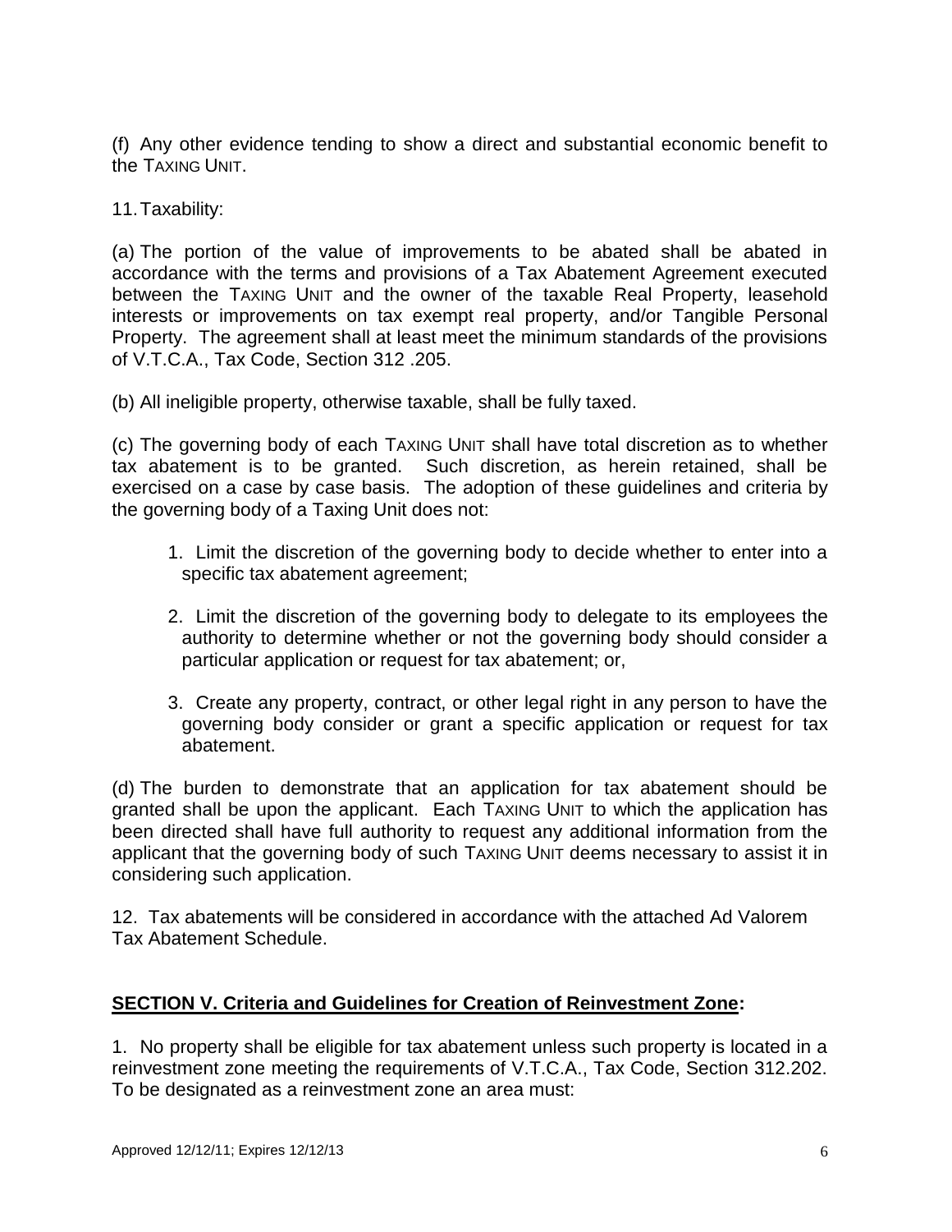(f) Any other evidence tending to show a direct and substantial economic benefit to the TAXING UNIT.

11. Taxability:

(a) The portion of the value of improvements to be abated shall be abated in accordance with the terms and provisions of a Tax Abatement Agreement executed between the TAXING UNIT and the owner of the taxable Real Property, leasehold interests or improvements on tax exempt real property, and/or Tangible Personal Property. The agreement shall at least meet the minimum standards of the provisions of V.T.C.A., Tax Code, Section 312 .205.

(b) All ineligible property, otherwise taxable, shall be fully taxed.

(c) The governing body of each TAXING UNIT shall have total discretion as to whether tax abatement is to be granted. Such discretion, as herein retained, shall be exercised on a case by case basis. The adoption of these guidelines and criteria by the governing body of a Taxing Unit does not:

1. Limit the discretion of the governing body to decide whether to enter into a specific tax abatement agreement;

2. Limit the discretion of the governing body to delegate to its employees the authority to determine whether or not the governing body should consider a particular application or request for tax abatement; or,

3. Create any property, contract, or other legal right in any person to have the governing body consider or grant a specific application or request for tax abatement.

(d) The burden to demonstrate that an application for tax abatement should be granted shall be upon the applicant. Each TAXING UNIT to which the application has been directed shall have full authority to request any additional information from the applicant that the governing body of such TAXING UNIT deems necessary to assist it in considering such application.

12. Tax abatements will be considered in accordance with the attached Ad Valorem Tax Abatement Schedule.

## SECTION V. Criteria and Guidelines for Creation of Reinvestment Zone:

1. No property shall be eligible for tax abatement unless such property is located in a reinvestment zone meeting the requirements of V.T.C.A., Tax Code, Section 312.202. To be designated as a reinvestment zone an area must:

Approved 12/12/11; Expires 12/12/13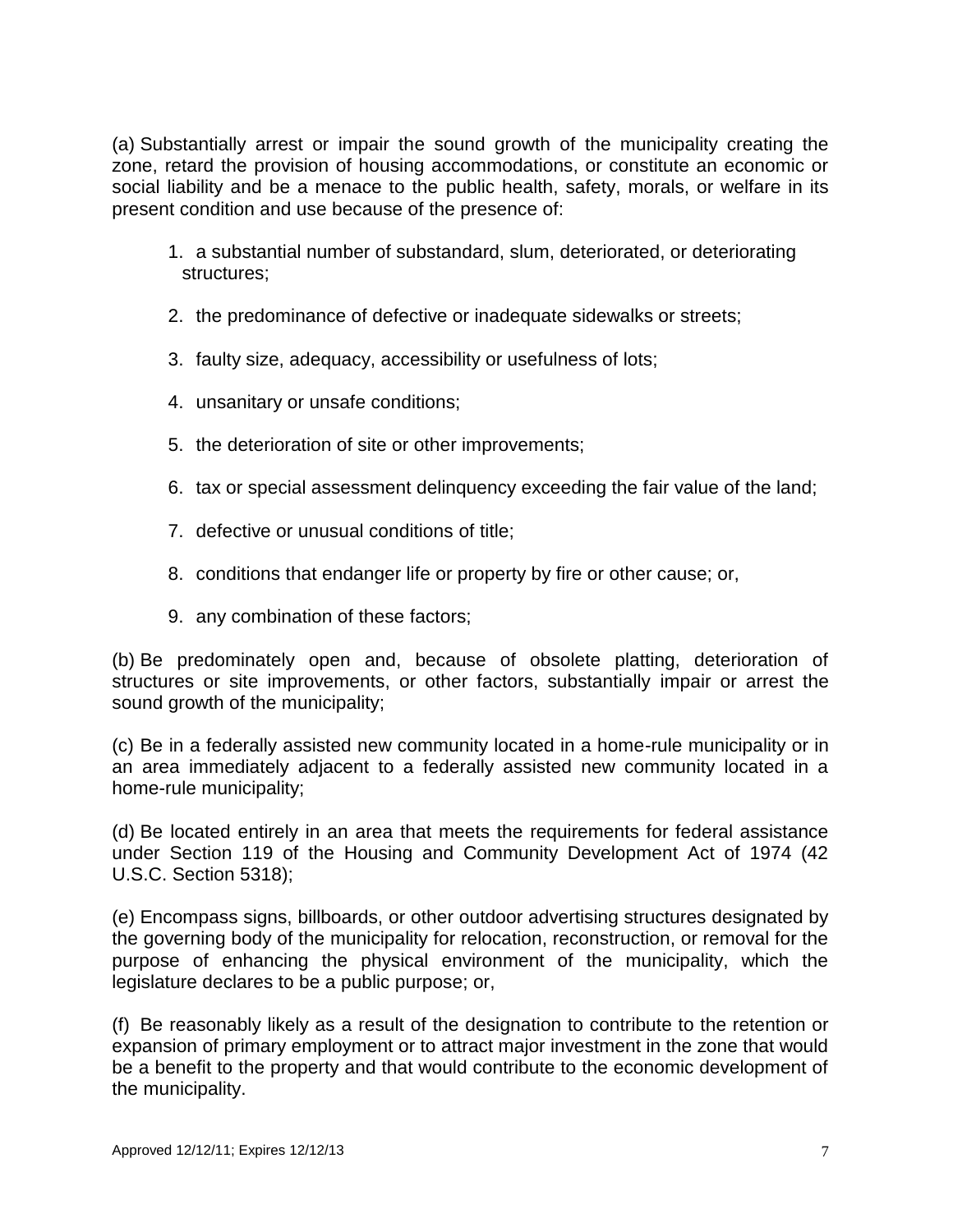(a) Substantially arrest or impair the sound growth of the municipality creating the zone, retard the provision of housing accommodations, or constitute an economic or social liability and be a menace to the public health, safety, morals, or welfare in its present condition and use because of the presence of:

1. a substantial number of substandard, slum, deteriorated, or deteriorating structures;
2. the predominance of defective or inadequate sidewalks or streets;
3. faulty size, adequacy, accessibility or usefulness of lots;
4. unsanitary or unsafe conditions;
5. the deterioration of site or other improvements;
6. tax or special assessment delinquency exceeding the fair value of the land;
7. defective or unusual conditions of title;
8. conditions that endanger life or property by fire or other cause; or,
9. any combination of these factors;

(b) Be predominately open and, because of obsolete platting, deterioration of structures or site improvements, or other factors, substantially impair or arrest the sound growth of the municipality;

(c) Be in a federally assisted new community located in a home-rule municipality or in an area immediately adjacent to a federally assisted new community located in a home-rule municipality;

(d) Be located entirely in an area that meets the requirements for federal assistance under Section 119 of the Housing and Community Development Act of 1974 (42 U.S.C. Section 5318);

(e) Encompass signs, billboards, or other outdoor advertising structures designated by the governing body of the municipality for relocation, reconstruction, or removal for the purpose of enhancing the physical environment of the municipality, which the legislature declares to be a public purpose; or,

(f) Be reasonably likely as a result of the designation to contribute to the retention or expansion of primary employment or to attract major investment in the zone that would be a benefit to the property and that would contribute to the economic development of the municipality.

Approved 12/12/11; Expires 12/12/13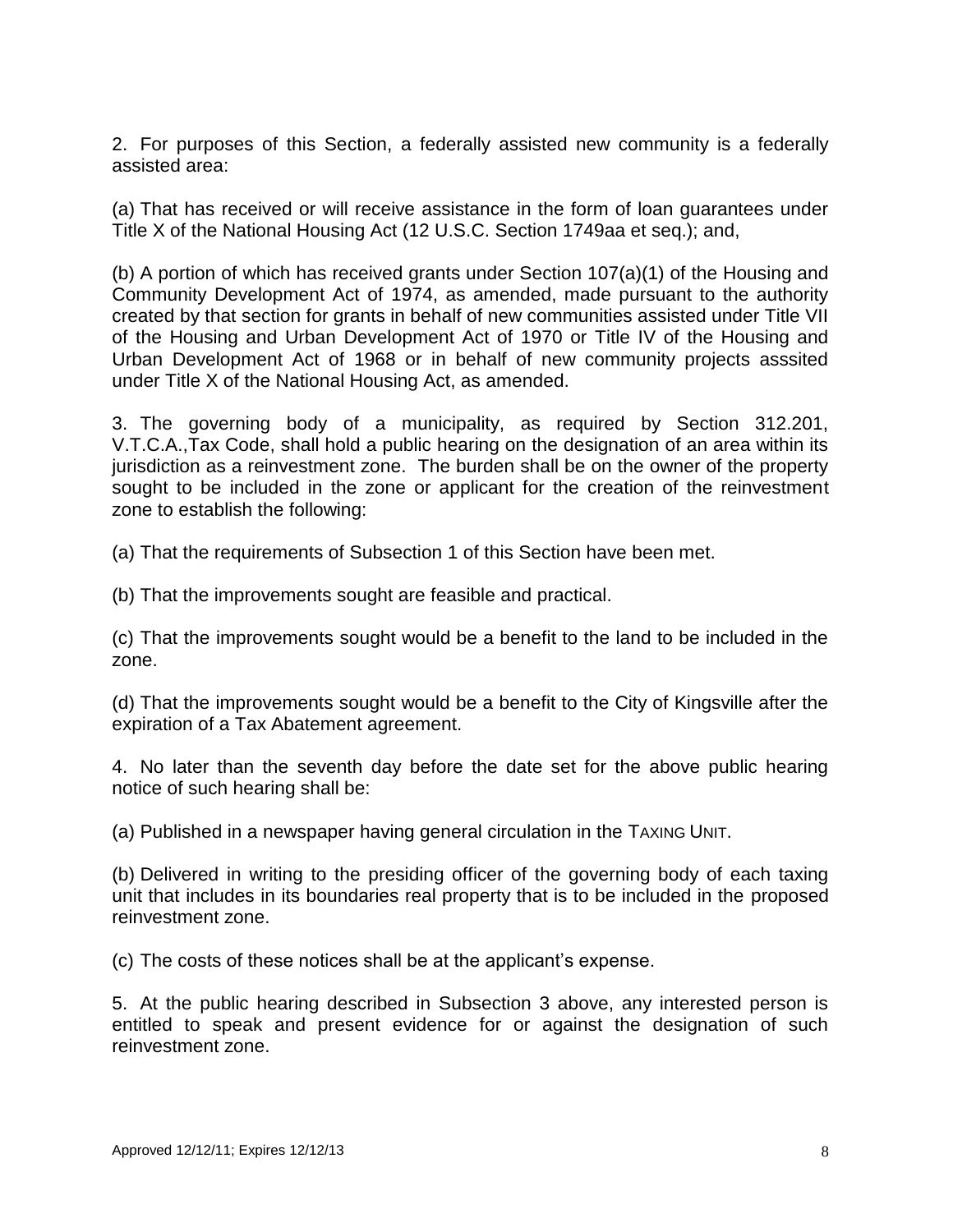2. For purposes of this Section, a federally assisted new community is a federally assisted area:

(a) That has received or will receive assistance in the form of loan guarantees under Title X of the National Housing Act (12 U.S.C. Section 1749aa et seq.); and,

(b) A portion of which has received grants under Section 107(a)(1) of the Housing and Community Development Act of 1974, as amended, made pursuant to the authority created by that section for grants in behalf of new communities assisted under Title VII of the Housing and Urban Development Act of 1970 or Title IV of the Housing and Urban Development Act of 1968 or in behalf of new community projects asssited under Title X of the National Housing Act, as amended.

3. The governing body of a municipality, as required by Section 312.201, V.T.C.A.,Tax Code, shall hold a public hearing on the designation of an area within its jurisdiction as a reinvestment zone. The burden shall be on the owner of the property sought to be included in the zone or applicant for the creation of the reinvestment zone to establish the following:

(a) That the requirements of Subsection 1 of this Section have been met.

(b) That the improvements sought are feasible and practical.

(c) That the improvements sought would be a benefit to the land to be included in the zone.

(d) That the improvements sought would be a benefit to the City of Kingsville after the expiration of a Tax Abatement agreement.

4. No later than the seventh day before the date set for the above public hearing notice of such hearing shall be:

(a) Published in a newspaper having general circulation in the TAXING UNIT.

(b) Delivered in writing to the presiding officer of the governing body of each taxing unit that includes in its boundaries real property that is to be included in the proposed reinvestment zone.

(c) The costs of these notices shall be at the applicant's expense.

5. At the public hearing described in Subsection 3 above, any interested person is entitled to speak and present evidence for or against the designation of such reinvestment zone.

Approved 12/12/11; Expires 12/12/13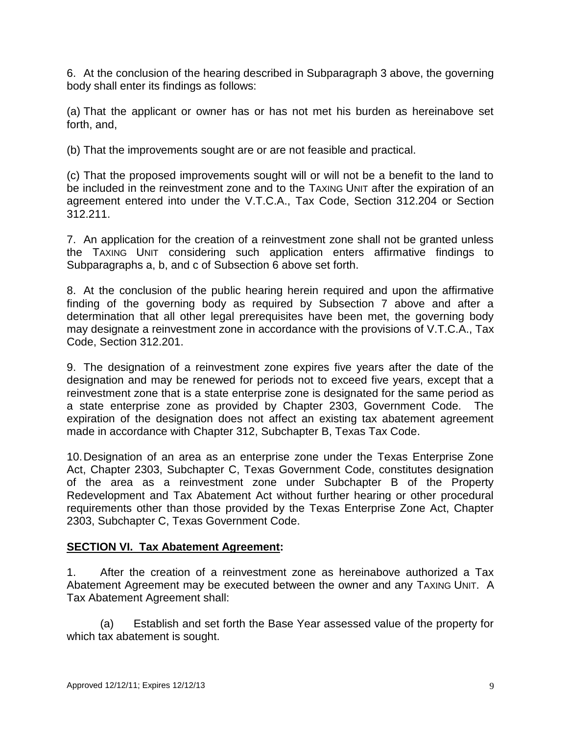6. At the conclusion of the hearing described in Subparagraph 3 above, the governing body shall enter its findings as follows:

(a) That the applicant or owner has or has not met his burden as hereinabove set forth, and,

(b) That the improvements sought are or are not feasible and practical.

(c) That the proposed improvements sought will or will not be a benefit to the land to be included in the reinvestment zone and to the TAXING UNIT after the expiration of an agreement entered into under the V.T.C.A., Tax Code, Section 312.204 or Section 312.211.

7. An application for the creation of a reinvestment zone shall not be granted unless the TAXING UNIT considering such application enters affirmative findings to Subparagraphs a, b, and c of Subsection 6 above set forth.

8. At the conclusion of the public hearing herein required and upon the affirmative finding of the governing body as required by Subsection 7 above and after a determination that all other legal prerequisites have been met, the governing body may designate a reinvestment zone in accordance with the provisions of V.T.C.A., Tax Code, Section 312.201.

9. The designation of a reinvestment zone expires five years after the date of the designation and may be renewed for periods not to exceed five years, except that a reinvestment zone that is a state enterprise zone is designated for the same period as a state enterprise zone as provided by Chapter 2303, Government Code. The expiration of the designation does not affect an existing tax abatement agreement made in accordance with Chapter 312, Subchapter B, Texas Tax Code.

10. Designation of an area as an enterprise zone under the Texas Enterprise Zone Act, Chapter 2303, Subchapter C, Texas Government Code, constitutes designation of the area as a reinvestment zone under Subchapter B of the Property Redevelopment and Tax Abatement Act without further hearing or other procedural requirements other than those provided by the Texas Enterprise Zone Act, Chapter 2303, Subchapter C, Texas Government Code.

## **SECTION VI. Tax Abatement Agreement:**

1. After the creation of a reinvestment zone as hereinabove authorized a Tax Abatement Agreement may be executed between the owner and any TAXING UNIT. A Tax Abatement Agreement shall:

(a) Establish and set forth the Base Year assessed value of the property for which tax abatement is sought.

Approved 12/12/11; Expires 12/12/13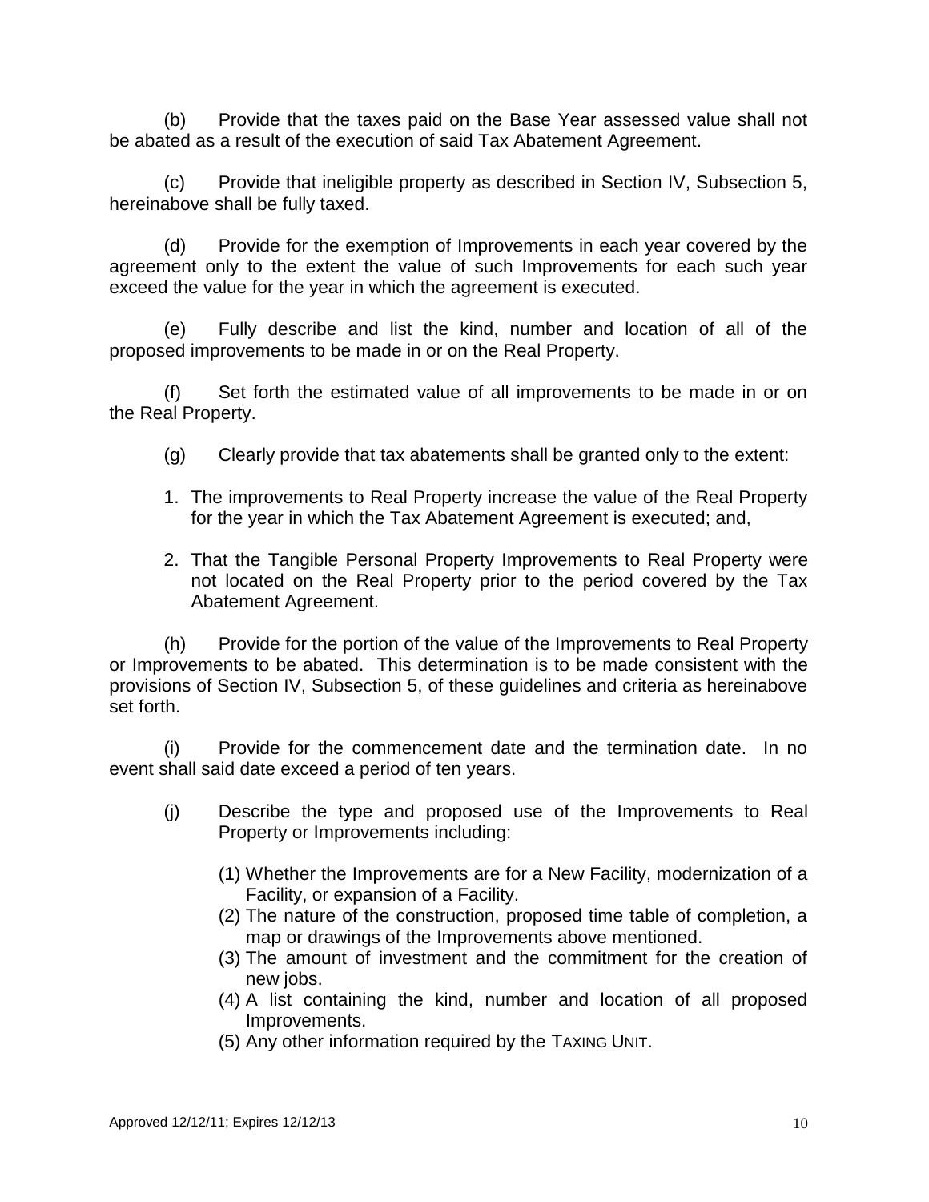(b) Provide that the taxes paid on the Base Year assessed value shall not be abated as a result of the execution of said Tax Abatement Agreement.

(c) Provide that ineligible property as described in Section IV, Subsection 5, hereinabove shall be fully taxed.

(d) Provide for the exemption of Improvements in each year covered by the agreement only to the extent the value of such Improvements for each such year exceed the value for the year in which the agreement is executed.

(e) Fully describe and list the kind, number and location of all of the proposed improvements to be made in or on the Real Property.

(f) Set forth the estimated value of all improvements to be made in or on the Real Property.

(g) Clearly provide that tax abatements shall be granted only to the extent:

1. The improvements to Real Property increase the value of the Real Property for the year in which the Tax Abatement Agreement is executed; and,
2. That the Tangible Personal Property Improvements to Real Property were not located on the Real Property prior to the period covered by the Tax Abatement Agreement.

(h) Provide for the portion of the value of the Improvements to Real Property or Improvements to be abated. This determination is to be made consistent with the provisions of Section IV, Subsection 5, of these guidelines and criteria as hereinabove set forth.

(i) Provide for the commencement date and the termination date. In no event shall said date exceed a period of ten years.

(j) Describe the type and proposed use of the Improvements to Real Property or Improvements including:

(1) Whether the Improvements are for a New Facility, modernization of a Facility, or expansion of a Facility.
(2) The nature of the construction, proposed time table of completion, a map or drawings of the Improvements above mentioned.
(3) The amount of investment and the commitment for the creation of new jobs.
(4) A list containing the kind, number and location of all proposed Improvements.
(5) Any other information required by the TAXING UNIT.

Approved 12/12/11; Expires 12/12/13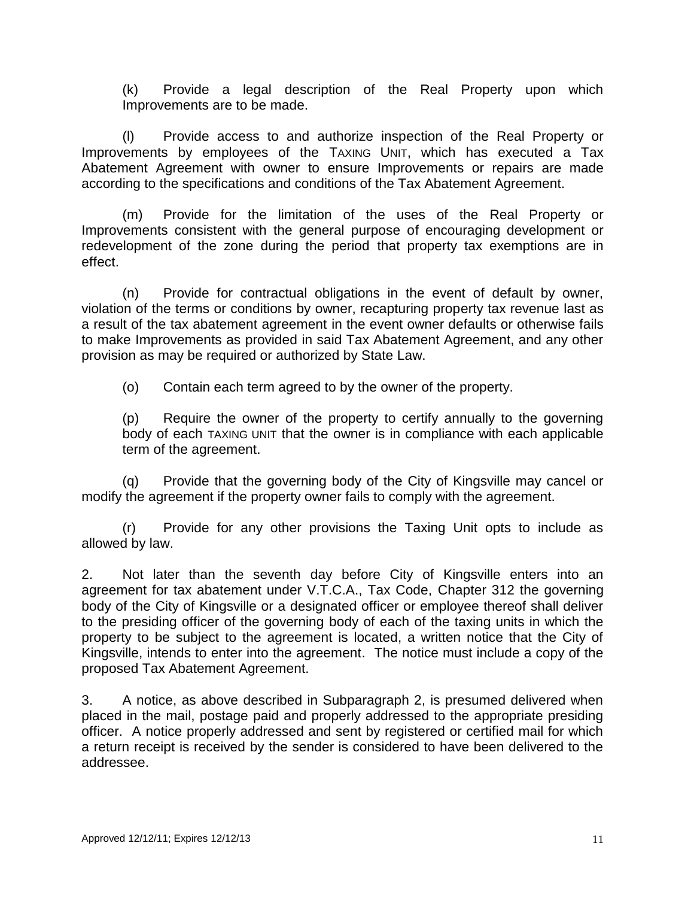(k) Provide a legal description of the Real Property upon which Improvements are to be made.

(l) Provide access to and authorize inspection of the Real Property or Improvements by employees of the TAXING UNIT, which has executed a Tax Abatement Agreement with owner to ensure Improvements or repairs are made according to the specifications and conditions of the Tax Abatement Agreement.

(m) Provide for the limitation of the uses of the Real Property or Improvements consistent with the general purpose of encouraging development or redevelopment of the zone during the period that property tax exemptions are in effect.

(n) Provide for contractual obligations in the event of default by owner, violation of the terms or conditions by owner, recapturing property tax revenue last as a result of the tax abatement agreement in the event owner defaults or otherwise fails to make Improvements as provided in said Tax Abatement Agreement, and any other provision as may be required or authorized by State Law.

(o) Contain each term agreed to by the owner of the property.

(p) Require the owner of the property to certify annually to the governing body of each TAXING UNIT that the owner is in compliance with each applicable term of the agreement.

(q) Provide that the governing body of the City of Kingsville may cancel or modify the agreement if the property owner fails to comply with the agreement.

(r) Provide for any other provisions the Taxing Unit opts to include as allowed by law.

2. Not later than the seventh day before City of Kingsville enters into an agreement for tax abatement under V.T.C.A., Tax Code, Chapter 312 the governing body of the City of Kingsville or a designated officer or employee thereof shall deliver to the presiding officer of the governing body of each of the taxing units in which the property to be subject to the agreement is located, a written notice that the City of Kingsville, intends to enter into the agreement. The notice must include a copy of the proposed Tax Abatement Agreement.

3. A notice, as above described in Subparagraph 2, is presumed delivered when placed in the mail, postage paid and properly addressed to the appropriate presiding officer. A notice properly addressed and sent by registered or certified mail for which a return receipt is received by the sender is considered to have been delivered to the addressee.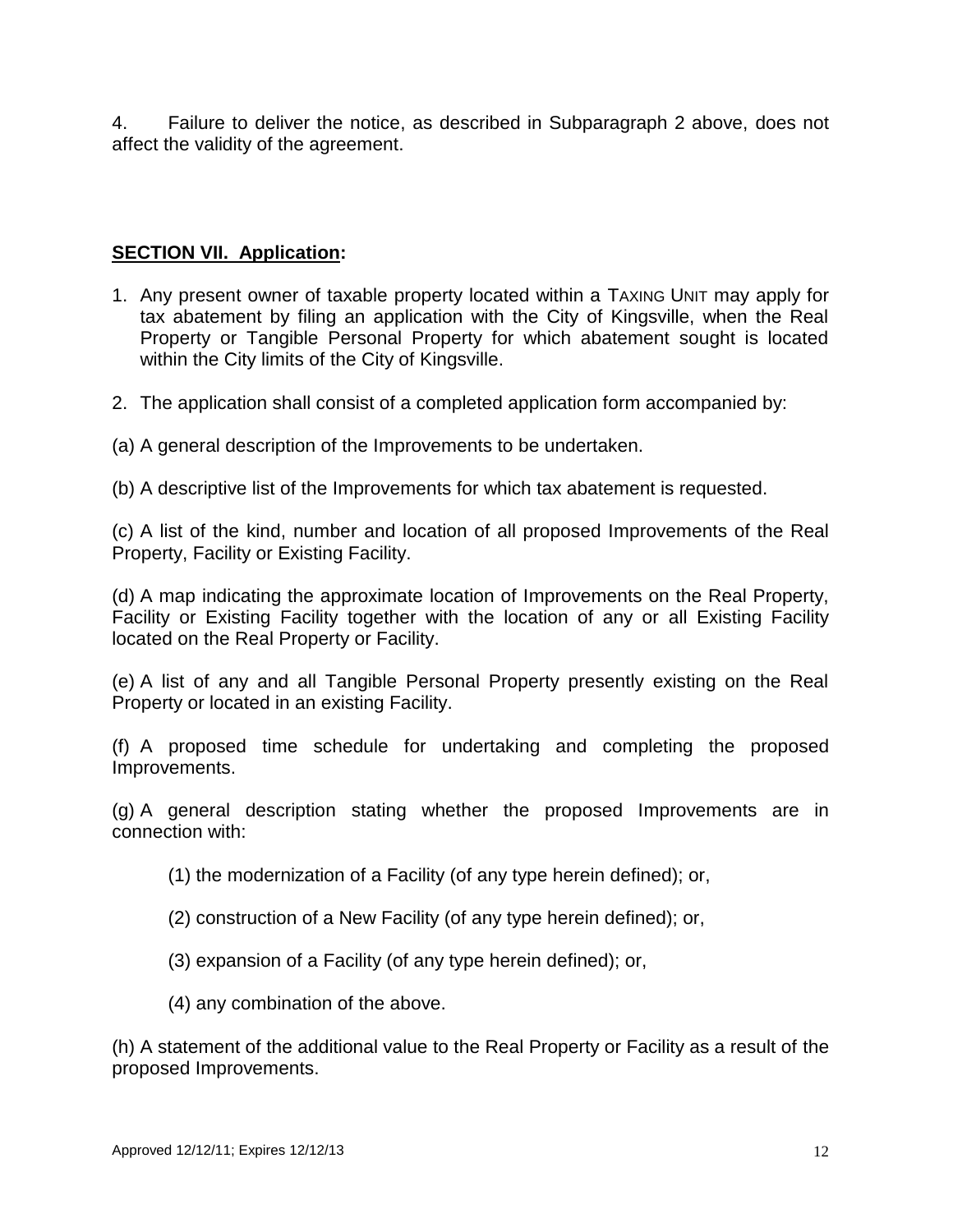4. Failure to deliver the notice, as described in Subparagraph 2 above, does not affect the validity of the agreement.

**SECTION VII. Application:**

1. Any present owner of taxable property located within a TAXING UNIT may apply for tax abatement by filing an application with the City of Kingsville, when the Real Property or Tangible Personal Property for which abatement sought is located within the City limits of the City of Kingsville.

2. The application shall consist of a completed application form accompanied by:

(a) A general description of the Improvements to be undertaken.

(b) A descriptive list of the Improvements for which tax abatement is requested.

(c) A list of the kind, number and location of all proposed Improvements of the Real Property, Facility or Existing Facility.

(d) A map indicating the approximate location of Improvements on the Real Property, Facility or Existing Facility together with the location of any or all Existing Facility located on the Real Property or Facility.

(e) A list of any and all Tangible Personal Property presently existing on the Real Property or located in an existing Facility.

(f) A proposed time schedule for undertaking and completing the proposed Improvements.

(g) A general description stating whether the proposed Improvements are in connection with:

(1) the modernization of a Facility (of any type herein defined); or,

(2) construction of a New Facility (of any type herein defined); or,

(3) expansion of a Facility (of any type herein defined); or,

(4) any combination of the above.

(h) A statement of the additional value to the Real Property or Facility as a result of the proposed Improvements.

Approved 12/12/11; Expires 12/12/13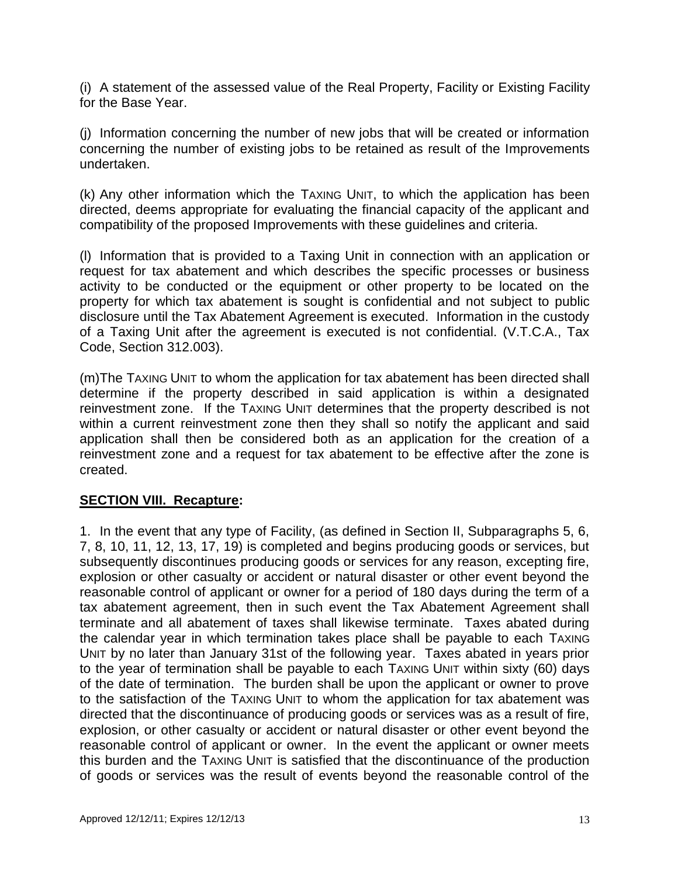(i) A statement of the assessed value of the Real Property, Facility or Existing Facility for the Base Year.

(j) Information concerning the number of new jobs that will be created or information concerning the number of existing jobs to be retained as result of the Improvements undertaken.

(k) Any other information which the TAXING UNIT, to which the application has been directed, deems appropriate for evaluating the financial capacity of the applicant and compatibility of the proposed Improvements with these guidelines and criteria.

(l) Information that is provided to a Taxing Unit in connection with an application or request for tax abatement and which describes the specific processes or business activity to be conducted or the equipment or other property to be located on the property for which tax abatement is sought is confidential and not subject to public disclosure until the Tax Abatement Agreement is executed. Information in the custody of a Taxing Unit after the agreement is executed is not confidential. (V.T.C.A., Tax Code, Section 312.003).

(m)The TAXING UNIT to whom the application for tax abatement has been directed shall determine if the property described in said application is within a designated reinvestment zone. If the TAXING UNIT determines that the property described is not within a current reinvestment zone then they shall so notify the applicant and said application shall then be considered both as an application for the creation of a reinvestment zone and a request for tax abatement to be effective after the zone is created.

## SECTION VIII. Recapture:

1. In the event that any type of Facility, (as defined in Section II, Subparagraphs 5, 6, 7, 8, 10, 11, 12, 13, 17, 19) is completed and begins producing goods or services, but subsequently discontinues producing goods or services for any reason, excepting fire, explosion or other casualty or accident or natural disaster or other event beyond the reasonable control of applicant or owner for a period of 180 days during the term of a tax abatement agreement, then in such event the Tax Abatement Agreement shall terminate and all abatement of taxes shall likewise terminate. Taxes abated during the calendar year in which termination takes place shall be payable to each TAXING UNIT by no later than January 31st of the following year. Taxes abated in years prior to the year of termination shall be payable to each TAXING UNIT within sixty (60) days of the date of termination. The burden shall be upon the applicant or owner to prove to the satisfaction of the TAXING UNIT to whom the application for tax abatement was directed that the discontinuance of producing goods or services was as a result of fire, explosion, or other casualty or accident or natural disaster or other event beyond the reasonable control of applicant or owner. In the event the applicant or owner meets this burden and the TAXING UNIT is satisfied that the discontinuance of the production of goods or services was the result of events beyond the reasonable control of the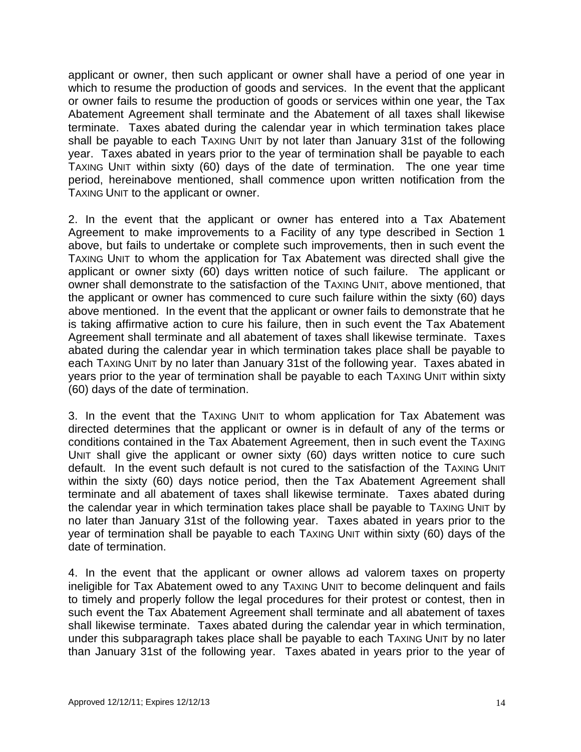applicant or owner, then such applicant or owner shall have a period of one year in which to resume the production of goods and services. In the event that the applicant or owner fails to resume the production of goods or services within one year, the Tax Abatement Agreement shall terminate and the Abatement of all taxes shall likewise terminate. Taxes abated during the calendar year in which termination takes place shall be payable to each TAXING UNIT by not later than January 31st of the following year. Taxes abated in years prior to the year of termination shall be payable to each TAXING UNIT within sixty (60) days of the date of termination. The one year time period, hereinabove mentioned, shall commence upon written notification from the TAXING UNIT to the applicant or owner.

2. In the event that the applicant or owner has entered into a Tax Abatement Agreement to make improvements to a Facility of any type described in Section 1 above, but fails to undertake or complete such improvements, then in such event the TAXING UNIT to whom the application for Tax Abatement was directed shall give the applicant or owner sixty (60) days written notice of such failure. The applicant or owner shall demonstrate to the satisfaction of the TAXING UNIT, above mentioned, that the applicant or owner has commenced to cure such failure within the sixty (60) days above mentioned. In the event that the applicant or owner fails to demonstrate that he is taking affirmative action to cure his failure, then in such event the Tax Abatement Agreement shall terminate and all abatement of taxes shall likewise terminate. Taxes abated during the calendar year in which termination takes place shall be payable to each TAXING UNIT by no later than January 31st of the following year. Taxes abated in years prior to the year of termination shall be payable to each TAXING UNIT within sixty (60) days of the date of termination.

3. In the event that the TAXING UNIT to whom application for Tax Abatement was directed determines that the applicant or owner is in default of any of the terms or conditions contained in the Tax Abatement Agreement, then in such event the TAXING UNIT shall give the applicant or owner sixty (60) days written notice to cure such default. In the event such default is not cured to the satisfaction of the TAXING UNIT within the sixty (60) days notice period, then the Tax Abatement Agreement shall terminate and all abatement of taxes shall likewise terminate. Taxes abated during the calendar year in which termination takes place shall be payable to TAXING UNIT by no later than January 31st of the following year. Taxes abated in years prior to the year of termination shall be payable to each TAXING UNIT within sixty (60) days of the date of termination.

4. In the event that the applicant or owner allows ad valorem taxes on property ineligible for Tax Abatement owed to any TAXING UNIT to become delinquent and fails to timely and properly follow the legal procedures for their protest or contest, then in such event the Tax Abatement Agreement shall terminate and all abatement of taxes shall likewise terminate. Taxes abated during the calendar year in which termination, under this subparagraph takes place shall be payable to each TAXING UNIT by no later than January 31st of the following year. Taxes abated in years prior to the year of

Approved 12/12/11; Expires 12/12/13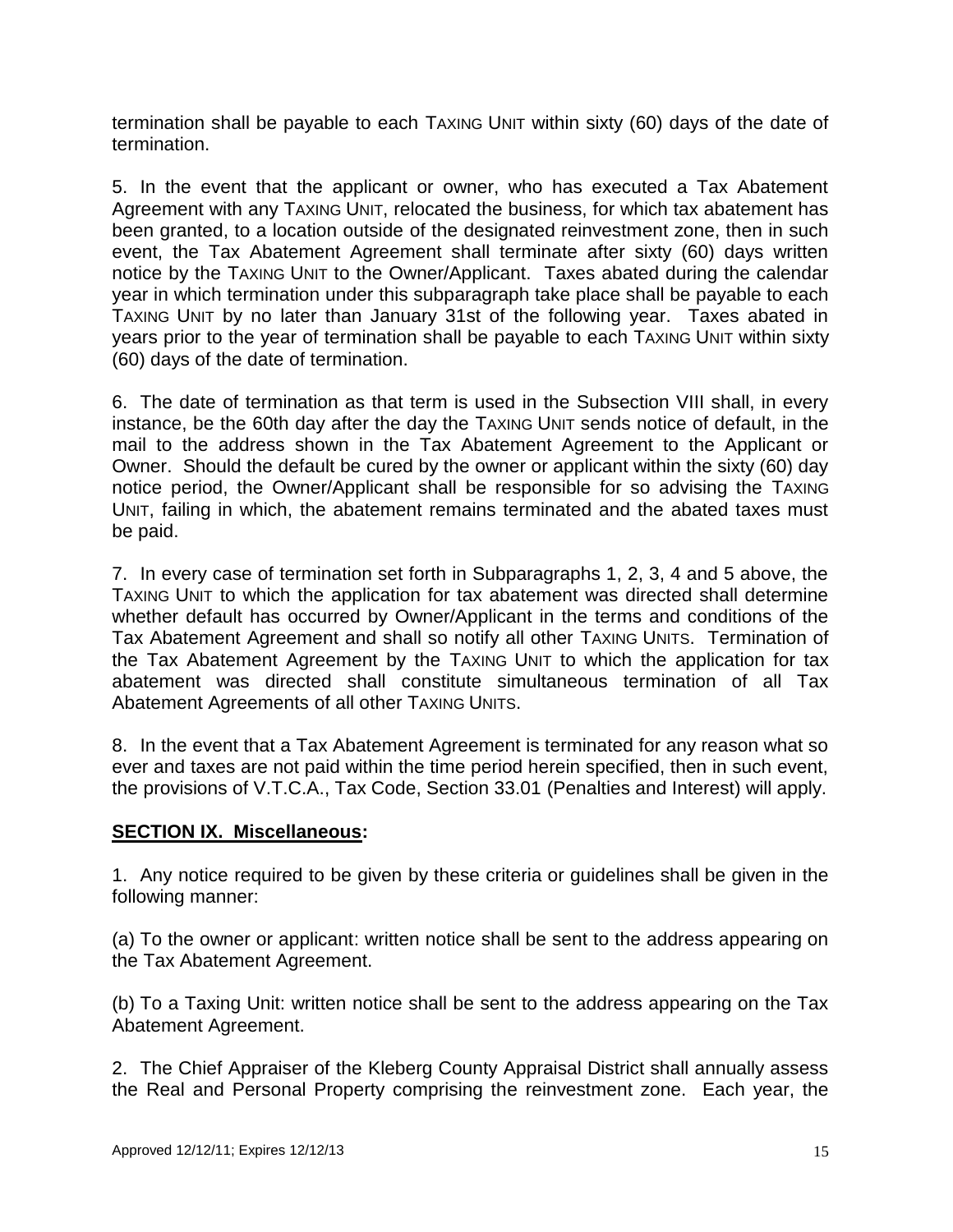termination shall be payable to each TAXING UNIT within sixty (60) days of the date of termination.

5. In the event that the applicant or owner, who has executed a Tax Abatement Agreement with any TAXING UNIT, relocated the business, for which tax abatement has been granted, to a location outside of the designated reinvestment zone, then in such event, the Tax Abatement Agreement shall terminate after sixty (60) days written notice by the TAXING UNIT to the Owner/Applicant. Taxes abated during the calendar year in which termination under this subparagraph take place shall be payable to each TAXING UNIT by no later than January 31st of the following year. Taxes abated in years prior to the year of termination shall be payable to each TAXING UNIT within sixty (60) days of the date of termination.

6. The date of termination as that term is used in the Subsection VIII shall, in every instance, be the 60th day after the day the TAXING UNIT sends notice of default, in the mail to the address shown in the Tax Abatement Agreement to the Applicant or Owner. Should the default be cured by the owner or applicant within the sixty (60) day notice period, the Owner/Applicant shall be responsible for so advising the TAXING UNIT, failing in which, the abatement remains terminated and the abated taxes must be paid.

7. In every case of termination set forth in Subparagraphs 1, 2, 3, 4 and 5 above, the TAXING UNIT to which the application for tax abatement was directed shall determine whether default has occurred by Owner/Applicant in the terms and conditions of the Tax Abatement Agreement and shall so notify all other TAXING UNITS. Termination of the Tax Abatement Agreement by the TAXING UNIT to which the application for tax abatement was directed shall constitute simultaneous termination of all Tax Abatement Agreements of all other TAXING UNITS.

8. In the event that a Tax Abatement Agreement is terminated for any reason what so ever and taxes are not paid within the time period herein specified, then in such event, the provisions of V.T.C.A., Tax Code, Section 33.01 (Penalties and Interest) will apply.

## **SECTION IX. Miscellaneous:**

1. Any notice required to be given by these criteria or guidelines shall be given in the following manner:

(a) To the owner or applicant: written notice shall be sent to the address appearing on the Tax Abatement Agreement.

(b) To a Taxing Unit: written notice shall be sent to the address appearing on the Tax Abatement Agreement.

2. The Chief Appraiser of the Kleberg County Appraisal District shall annually assess the Real and Personal Property comprising the reinvestment zone. Each year, the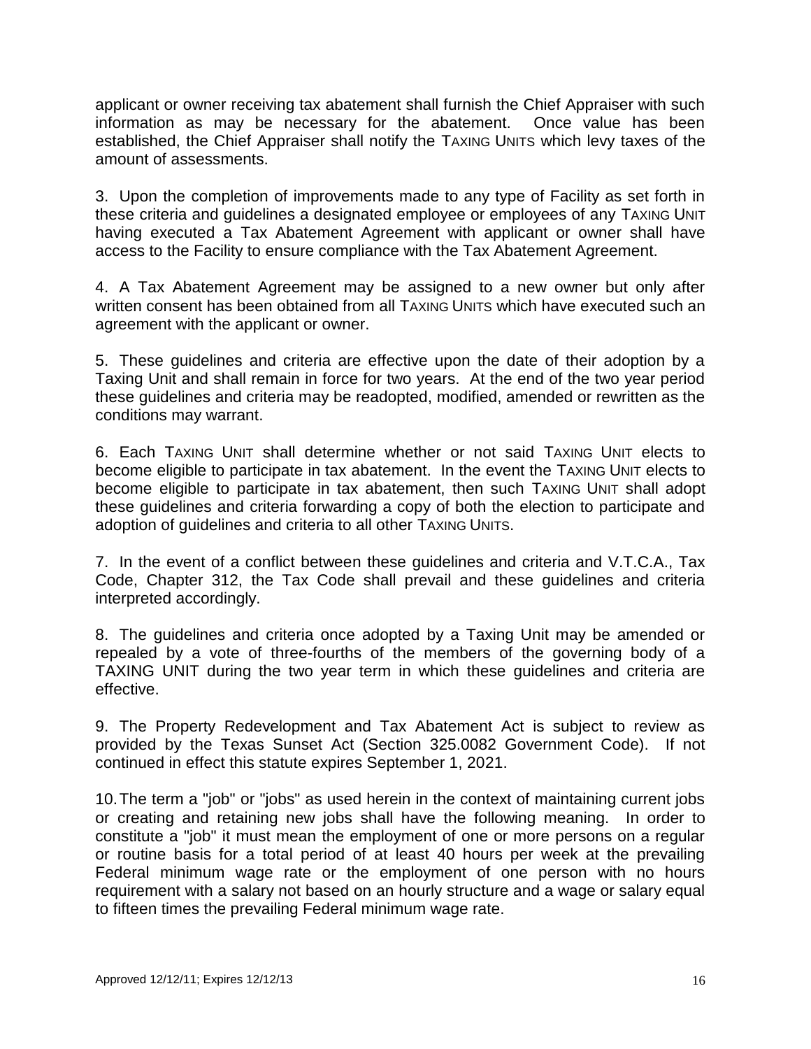applicant or owner receiving tax abatement shall furnish the Chief Appraiser with such information as may be necessary for the abatement. Once value has been established, the Chief Appraiser shall notify the TAXING UNITS which levy taxes of the amount of assessments.

3. Upon the completion of improvements made to any type of Facility as set forth in these criteria and guidelines a designated employee or employees of any TAXING UNIT having executed a Tax Abatement Agreement with applicant or owner shall have access to the Facility to ensure compliance with the Tax Abatement Agreement.

4. A Tax Abatement Agreement may be assigned to a new owner but only after written consent has been obtained from all TAXING UNITS which have executed such an agreement with the applicant or owner.

5. These guidelines and criteria are effective upon the date of their adoption by a Taxing Unit and shall remain in force for two years. At the end of the two year period these guidelines and criteria may be readopted, modified, amended or rewritten as the conditions may warrant.

6. Each TAXING UNIT shall determine whether or not said TAXING UNIT elects to become eligible to participate in tax abatement. In the event the TAXING UNIT elects to become eligible to participate in tax abatement, then such TAXING UNIT shall adopt these guidelines and criteria forwarding a copy of both the election to participate and adoption of guidelines and criteria to all other TAXING UNITS.

7. In the event of a conflict between these guidelines and criteria and V.T.C.A., Tax Code, Chapter 312, the Tax Code shall prevail and these guidelines and criteria interpreted accordingly.

8. The guidelines and criteria once adopted by a Taxing Unit may be amended or repealed by a vote of three-fourths of the members of the governing body of a TAXING UNIT during the two year term in which these guidelines and criteria are effective.

9. The Property Redevelopment and Tax Abatement Act is subject to review as provided by the Texas Sunset Act (Section 325.0082 Government Code). If not continued in effect this statute expires September 1, 2021.

10. The term a "job" or "jobs" as used herein in the context of maintaining current jobs or creating and retaining new jobs shall have the following meaning. In order to constitute a "job" it must mean the employment of one or more persons on a regular or routine basis for a total period of at least 40 hours per week at the prevailing Federal minimum wage rate or the employment of one person with no hours requirement with a salary not based on an hourly structure and a wage or salary equal to fifteen times the prevailing Federal minimum wage rate.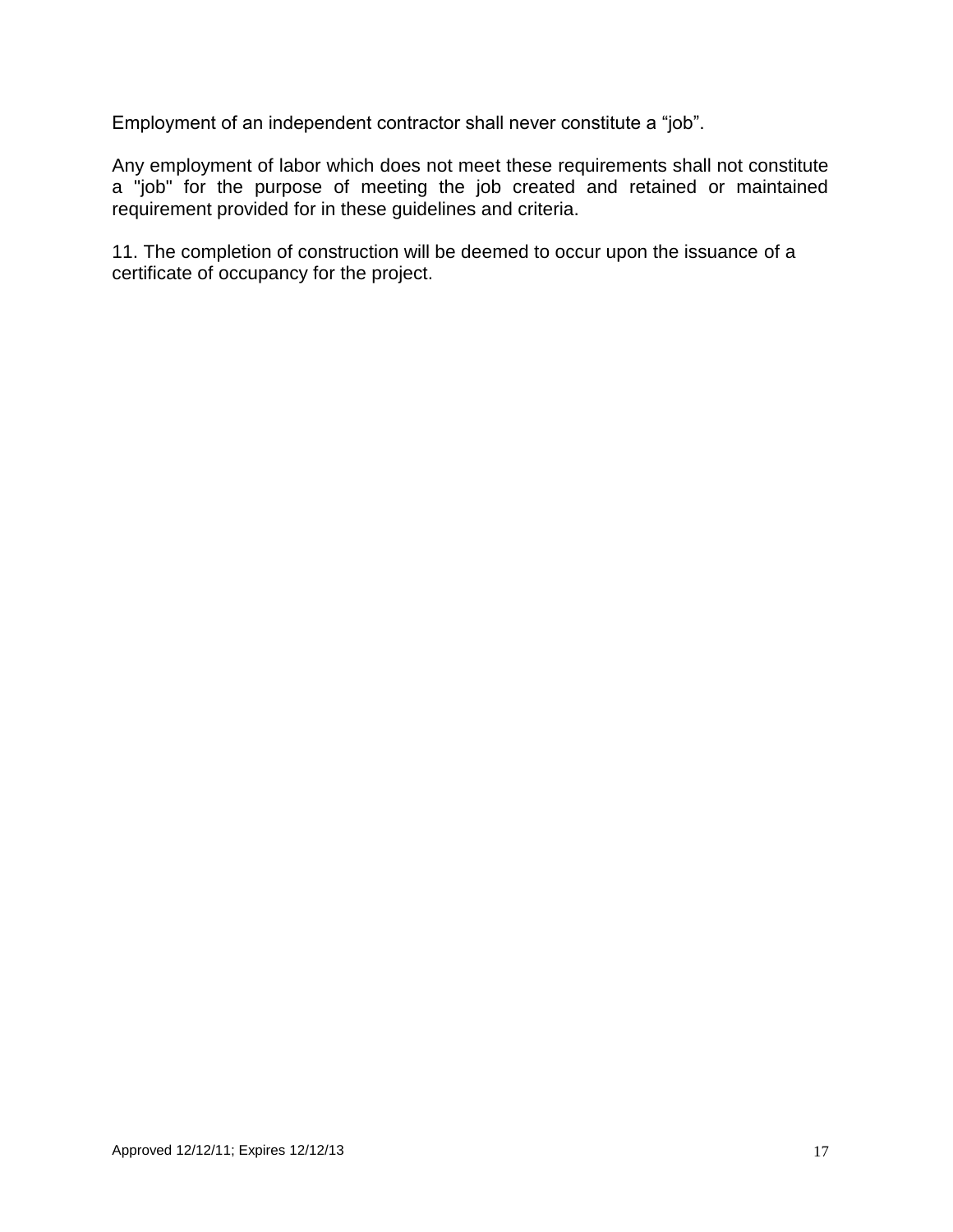Employment of an independent contractor shall never constitute a “job”.

Any employment of labor which does not meet these requirements shall not constitute a "job" for the purpose of meeting the job created and retained or maintained requirement provided for in these guidelines and criteria.

11. The completion of construction will be deemed to occur upon the issuance of a certificate of occupancy for the project.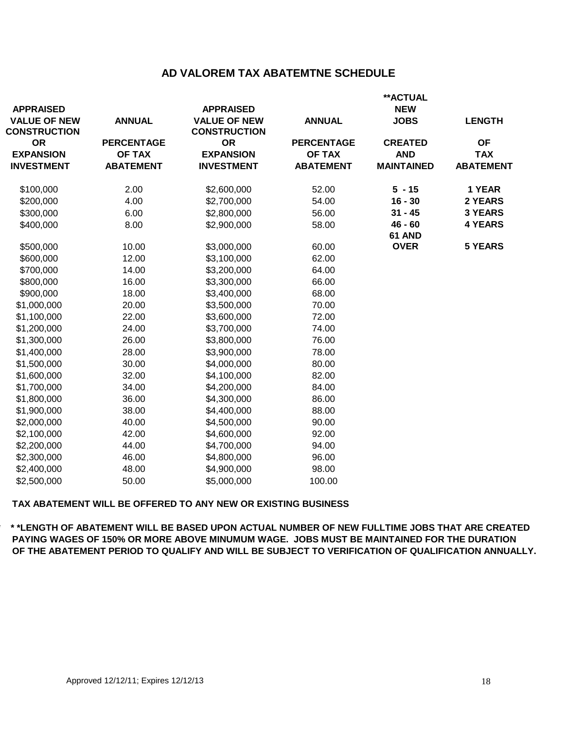# AD VALOREM TAX ABATEMTNE SCHEDULE

| APPRAISED VALUE OF NEW CONSTRUCTION OR EXPANSION INVESTMENT | ANNUAL PERCENTAGE OF TAX ABATEMENT | APPRAISED VALUE OF NEW CONSTRUCTION OR EXPANSION INVESTMENT | ANNUAL PERCENTAGE OF TAX ABATEMENT | **ACTUAL NEW JOBS CREATED AND MAINTAINED | LENGTH OF TAX ABATEMENT |
|---|---|---|---|---|---|
| $100,000 | 2.00 | $2,600,000 | 52.00 | **5 - 15** | **1 YEAR** |
| $200,000 | 4.00 | $2,700,000 | 54.00 | **16 - 30** | **2 YEARS** |
| $300,000 | 6.00 | $2,800,000 | 56.00 | **31 - 45** | **3 YEARS** |
| $400,000 | 8.00 | $2,900,000 | 58.00 | **46 - 60** | **4 YEARS** |
| $500,000 | 10.00 | $3,000,000 | 60.00 | **61 AND OVER** | **5 YEARS** |
| $600,000 | 12.00 | $3,100,000 | 62.00 | | |
| $700,000 | 14.00 | $3,200,000 | 64.00 | | |
| $800,000 | 16.00 | $3,300,000 | 66.00 | | |
| $900,000 | 18.00 | $3,400,000 | 68.00 | | |
| $1,000,000 | 20.00 | $3,500,000 | 70.00 | | |
| $1,100,000 | 22.00 | $3,600,000 | 72.00 | | |
| $1,200,000 | 24.00 | $3,700,000 | 74.00 | | |
| $1,300,000 | 26.00 | $3,800,000 | 76.00 | | |
| $1,400,000 | 28.00 | $3,900,000 | 78.00 | | |
| $1,500,000 | 30.00 | $4,000,000 | 80.00 | | |
| $1,600,000 | 32.00 | $4,100,000 | 82.00 | | |
| $1,700,000 | 34.00 | $4,200,000 | 84.00 | | |
| $1,800,000 | 36.00 | $4,300,000 | 86.00 | | |
| $1,900,000 | 38.00 | $4,400,000 | 88.00 | | |
| $2,000,000 | 40.00 | $4,500,000 | 90.00 | | |
| $2,100,000 | 42.00 | $4,600,000 | 92.00 | | |
| $2,200,000 | 44.00 | $4,700,000 | 94.00 | | |
| $2,300,000 | 46.00 | $4,800,000 | 96.00 | | |
| $2,400,000 | 48.00 | $4,900,000 | 98.00 | | |
| $2,500,000 | 50.00 | $5,000,000 | 100.00 | | |

**TAX ABATEMENT WILL BE OFFERED TO ANY NEW OR EXISTING BUSINESS**

**\*\*LENGTH OF ABATEMENT WILL BE BASED UPON ACTUAL NUMBER OF NEW FULLTIME JOBS THAT ARE CREATED PAYING WAGES OF 150% OR MORE ABOVE MINUMUM WAGE. JOBS MUST BE MAINTAINED FOR THE DURATION OF THE ABATEMENT PERIOD TO QUALIFY AND WILL BE SUBJECT TO VERIFICATION OF QUALIFICATION ANNUALLY.**

Approved 12/12/11; Expires 12/12/13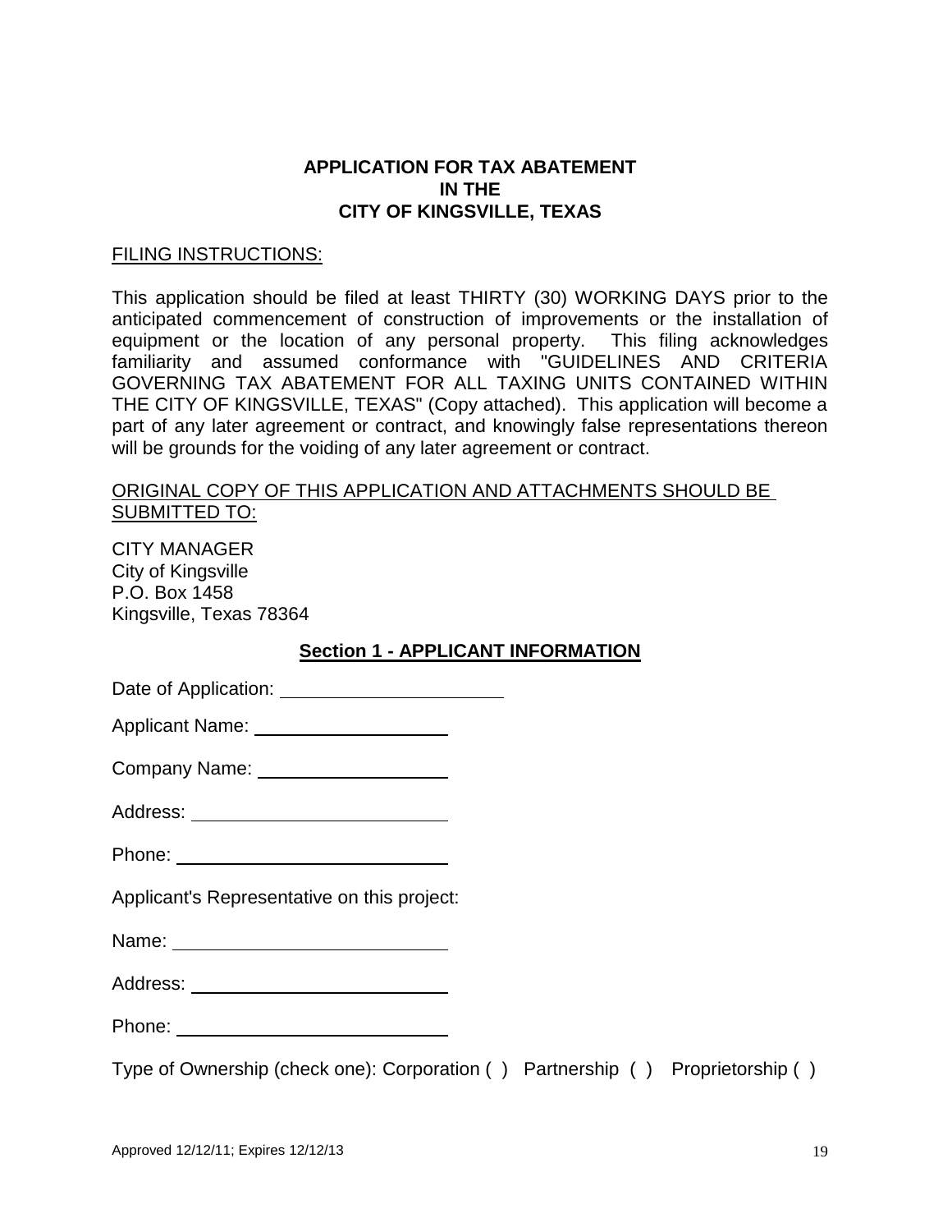# APPLICATION FOR TAX ABATEMENT IN THE CITY OF KINGSVILLE, TEXAS

FILING INSTRUCTIONS:

This application should be filed at least THIRTY (30) WORKING DAYS prior to the anticipated commencement of construction of improvements or the installation of equipment or the location of any personal property. This filing acknowledges familiarity and assumed conformance with "GUIDELINES AND CRITERIA GOVERNING TAX ABATEMENT FOR ALL TAXING UNITS CONTAINED WITHIN THE CITY OF KINGSVILLE, TEXAS" (Copy attached). This application will become a part of any later agreement or contract, and knowingly false representations thereon will be grounds for the voiding of any later agreement or contract.

ORIGINAL COPY OF THIS APPLICATION AND ATTACHMENTS SHOULD BE SUBMITTED TO:

CITY MANAGER
City of Kingsville
P.O. Box 1458
Kingsville, Texas 78364

## Section 1 - APPLICANT INFORMATION

Date of Application: ______________________

Applicant Name: ___________________

Company Name: ___________________

Address: _________________________

Phone: ___________________________

Applicant's Representative on this project:

Name: ___________________________

Address: _________________________

Phone: ___________________________

Type of Ownership (check one): Corporation ( ) Partnership ( ) Proprietorship ( )

Approved 12/12/11; Expires 12/12/13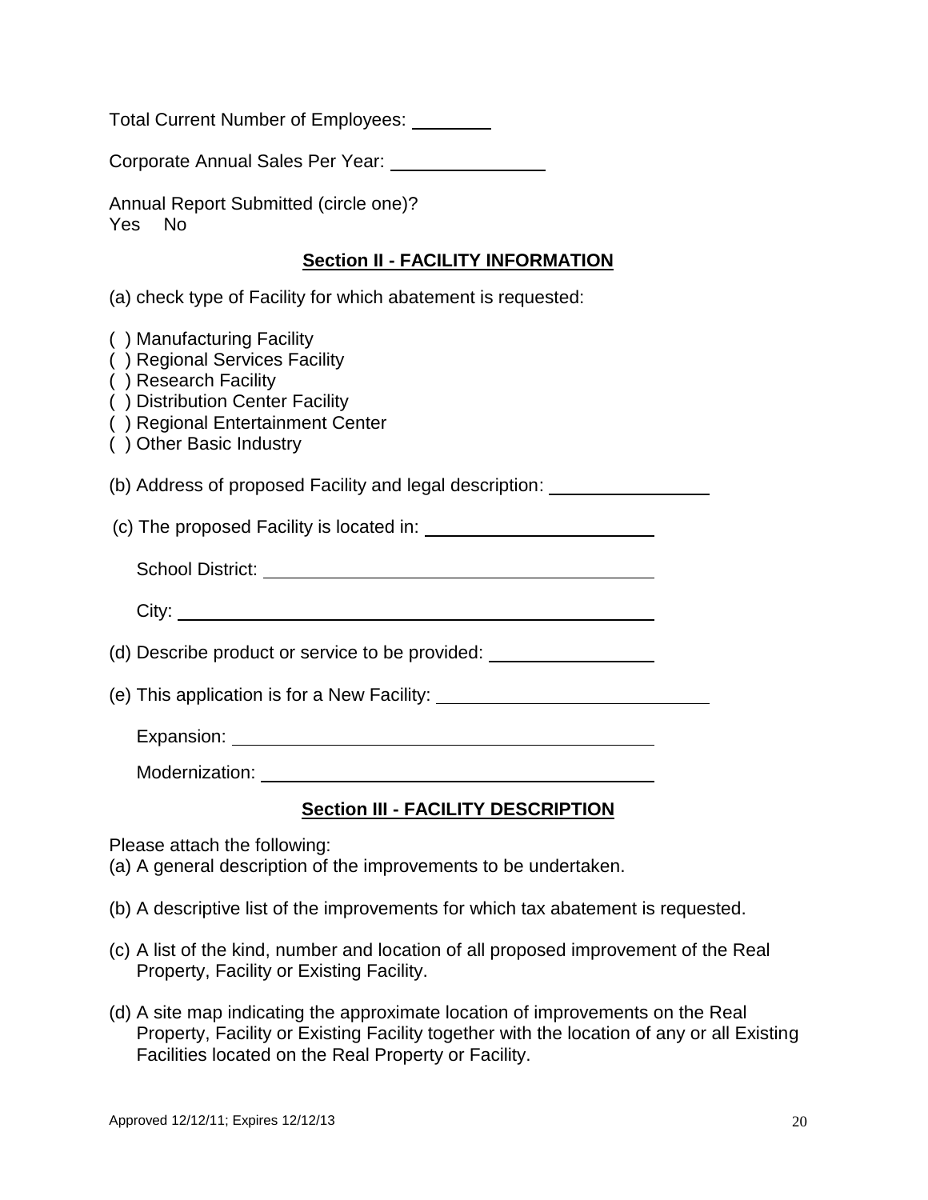Total Current Number of Employees: ________

Corporate Annual Sales Per Year: _______________

Annual Report Submitted (circle one)?
Yes No

## Section II - FACILITY INFORMATION

(a) check type of Facility for which abatement is requested:

( ) Manufacturing Facility
( ) Regional Services Facility
( ) Research Facility
( ) Distribution Center Facility
( ) Regional Entertainment Center
( ) Other Basic Industry

(b) Address of proposed Facility and legal description: ________________

(c) The proposed Facility is located in: _______________________

School District: ________________________________________

City: ________________________________________________

(d) Describe product or service to be provided: ________________

(e) This application is for a New Facility: ___________________________

Expansion: ____________________________________________

Modernization: ________________________________________

## Section III - FACILITY DESCRIPTION

Please attach the following:

(a) A general description of the improvements to be undertaken.

(b) A descriptive list of the improvements for which tax abatement is requested.

(c) A list of the kind, number and location of all proposed improvement of the Real Property, Facility or Existing Facility.

(d) A site map indicating the approximate location of improvements on the Real Property, Facility or Existing Facility together with the location of any or all Existing Facilities located on the Real Property or Facility.

Approved 12/12/11; Expires 12/12/13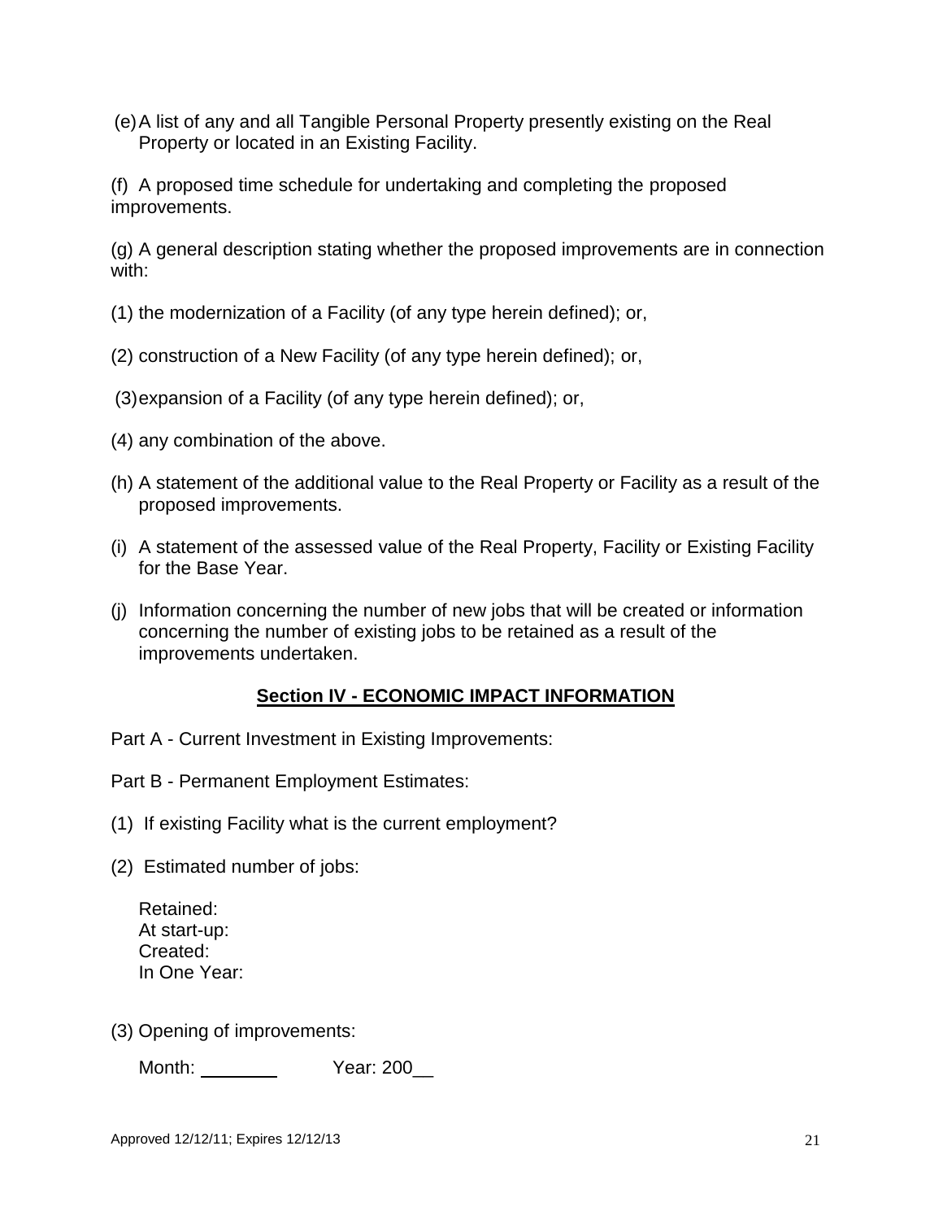(e) A list of any and all Tangible Personal Property presently existing on the Real Property or located in an Existing Facility.

(f) A proposed time schedule for undertaking and completing the proposed improvements.

(g) A general description stating whether the proposed improvements are in connection with:

(1) the modernization of a Facility (of any type herein defined); or,

(2) construction of a New Facility (of any type herein defined); or,

(3) expansion of a Facility (of any type herein defined); or,

(4) any combination of the above.

(h) A statement of the additional value to the Real Property or Facility as a result of the proposed improvements.

(i) A statement of the assessed value of the Real Property, Facility or Existing Facility for the Base Year.

(j) Information concerning the number of new jobs that will be created or information concerning the number of existing jobs to be retained as a result of the improvements undertaken.

## Section IV - ECONOMIC IMPACT INFORMATION

Part A - Current Investment in Existing Improvements:

Part B - Permanent Employment Estimates:

(1) If existing Facility what is the current employment?

(2) Estimated number of jobs:

Retained:
At start-up:
Created:
In One Year:

(3) Opening of improvements:

Month: ________ Year: 200__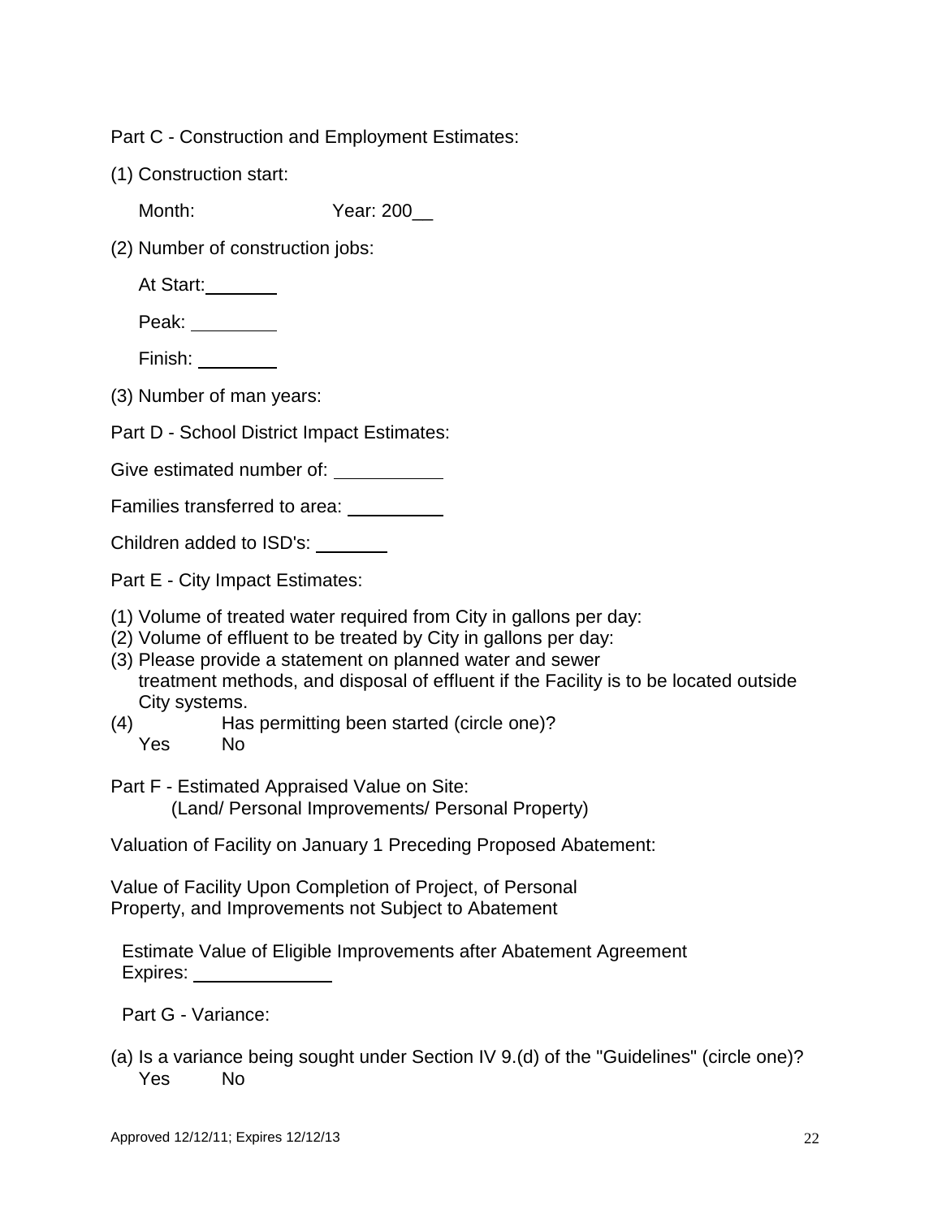Part C - Construction and Employment Estimates:

(1) Construction start:

Month: Year: 200__

(2) Number of construction jobs:

At Start:_______

Peak: ________

Finish: ________

(3) Number of man years:

Part D - School District Impact Estimates:

Give estimated number of: __________

Families transferred to area: _________

Children added to ISD's: _______

Part E - City Impact Estimates:

(1) Volume of treated water required from City in gallons per day:
(2) Volume of effluent to be treated by City in gallons per day:
(3) Please provide a statement on planned water and sewer treatment methods, and disposal of effluent if the Facility is to be located outside City systems.
(4) Has permitting been started (circle one)?
Yes No

Part F - Estimated Appraised Value on Site:
(Land/ Personal Improvements/ Personal Property)

Valuation of Facility on January 1 Preceding Proposed Abatement:

Value of Facility Upon Completion of Project, of Personal Property, and Improvements not Subject to Abatement

Estimate Value of Eligible Improvements after Abatement Agreement Expires: ____________

Part G - Variance:

(a) Is a variance being sought under Section IV 9.(d) of the "Guidelines" (circle one)?
Yes No

Approved 12/12/11; Expires 12/12/13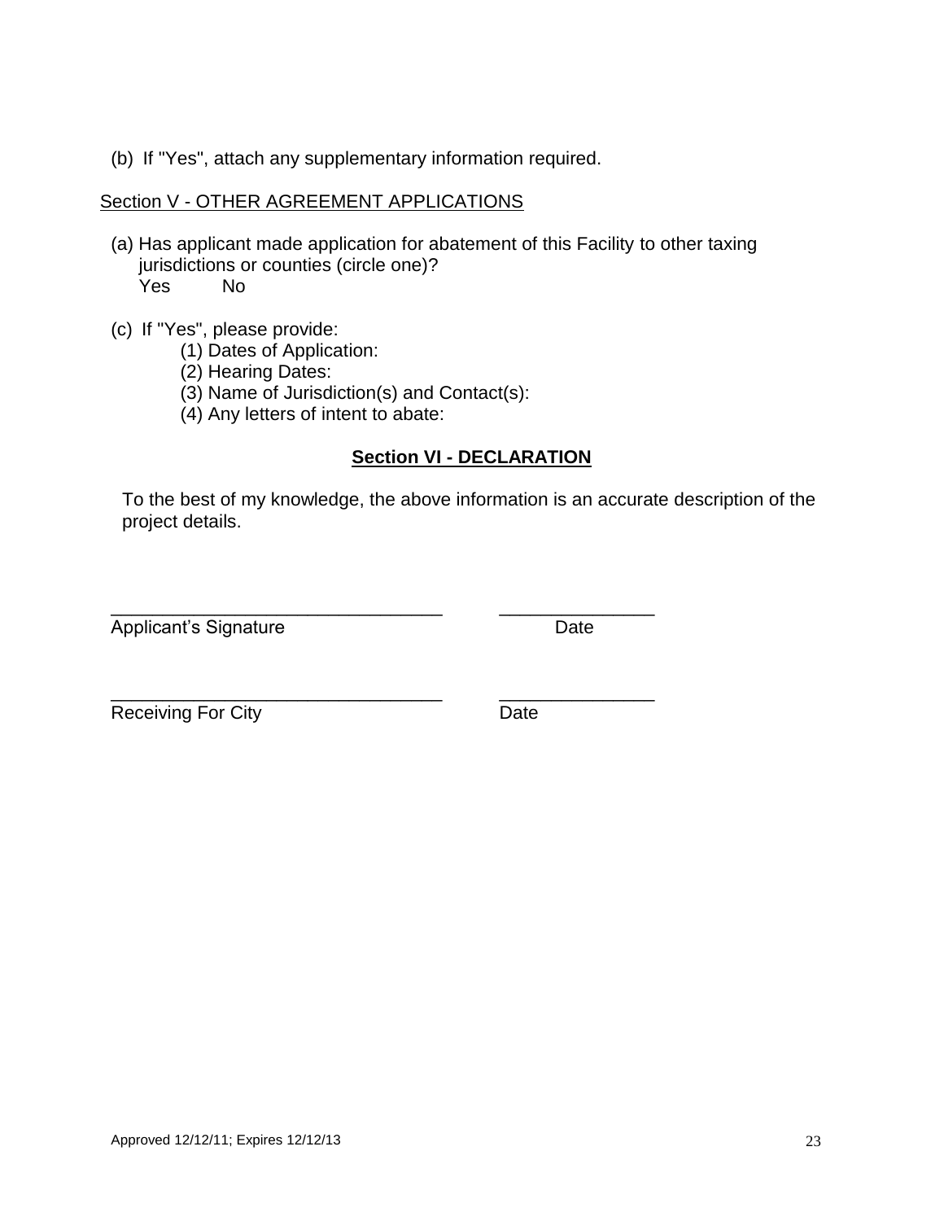(b) If "Yes", attach any supplementary information required.

Section V - OTHER AGREEMENT APPLICATIONS

(a) Has applicant made application for abatement of this Facility to other taxing jurisdictions or counties (circle one)?
Yes No

(c) If "Yes", please provide:
- (1) Dates of Application:
- (2) Hearing Dates:
- (3) Name of Jurisdiction(s) and Contact(s):
- (4) Any letters of intent to abate:

## Section VI - DECLARATION

To the best of my knowledge, the above information is an accurate description of the project details.

_________________________________ _______________
Applicant's Signature Date

_________________________________ _______________
Receiving For City Date

Approved 12/12/11; Expires 12/12/13